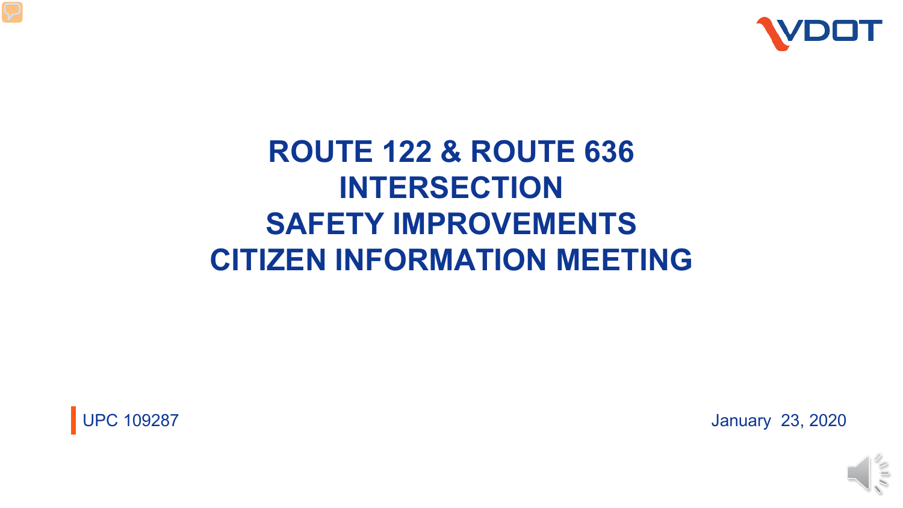VDOT

# ROUTE 122 & ROUTE 636 INTERSECTION SAFETY IMPROVEMENTS CITIZEN INFORMATION MEETING

UPC 109287

January 23, 2020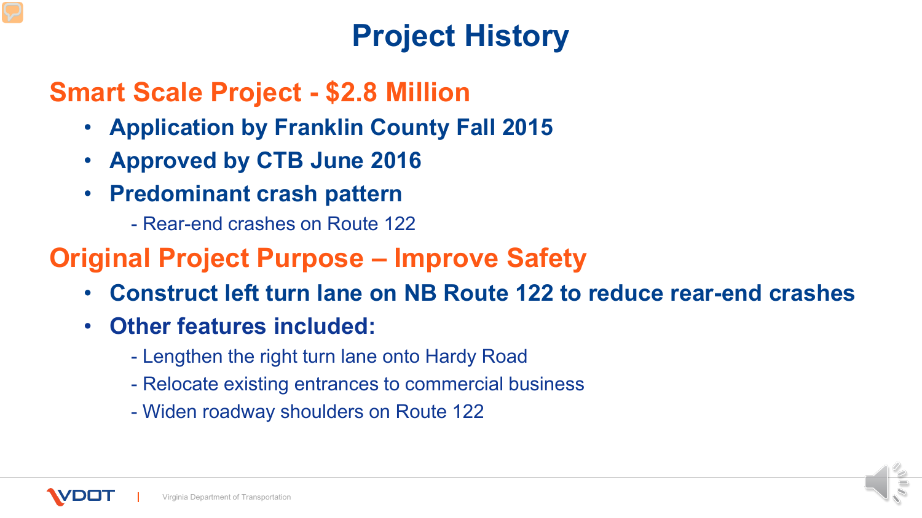# Project History

## Smart Scale Project - $2.8 Million

- **Application by Franklin County Fall 2015**
- **Approved by CTB June 2016**
- **Predominant crash pattern**
  - Rear-end crashes on Route 122

## Original Project Purpose – Improve Safety

- **Construct left turn lane on NB Route 122 to reduce rear-end crashes**
- **Other features included:**
  - Lengthen the right turn lane onto Hardy Road
  - Relocate existing entrances to commercial business
  - Widen roadway shoulders on Route 122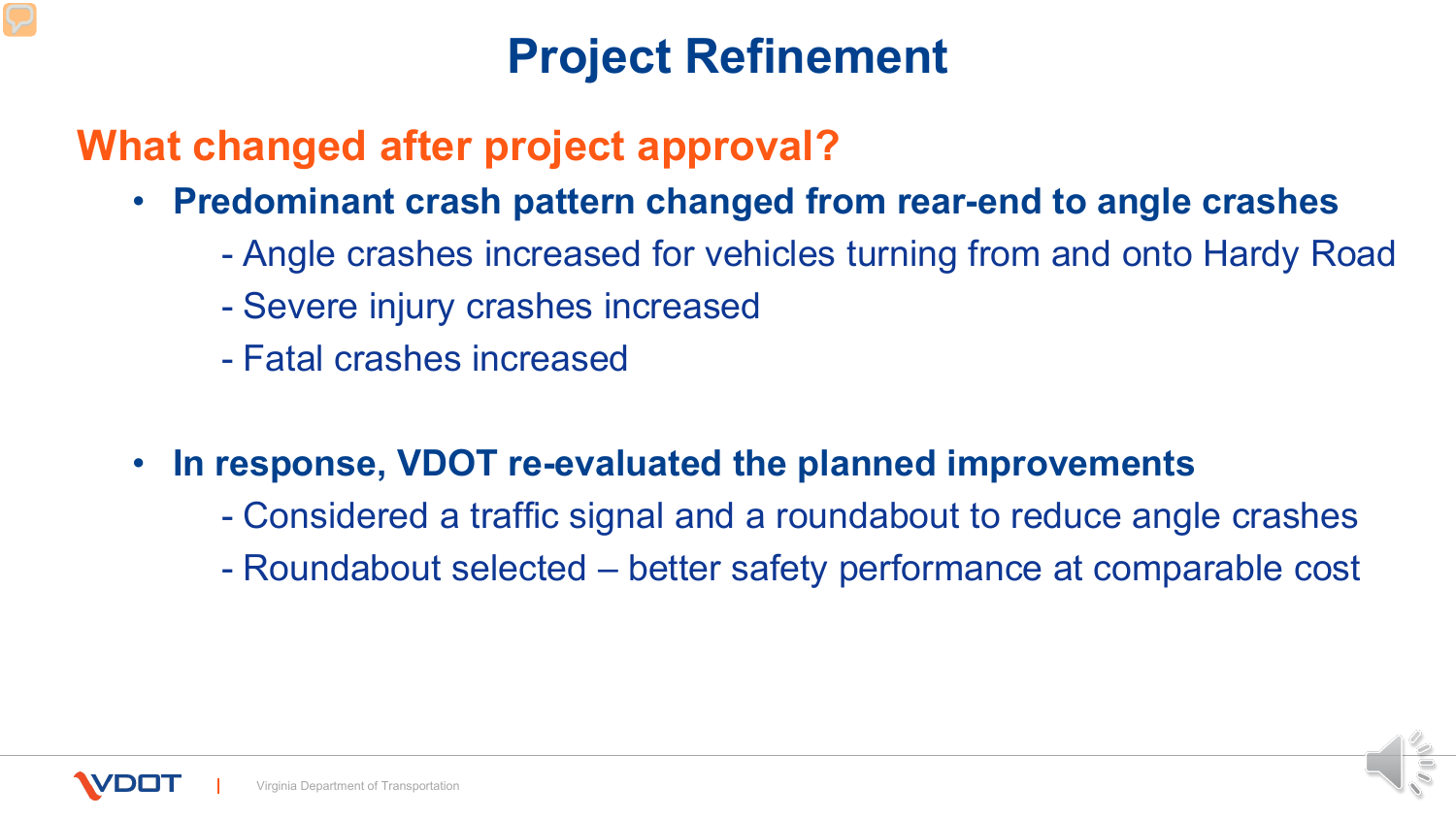# Project Refinement

## What changed after project approval?

- **Predominant crash pattern changed from rear-end to angle crashes**
  - Angle crashes increased for vehicles turning from and onto Hardy Road
  - Severe injury crashes increased
  - Fatal crashes increased

- **In response, VDOT re-evaluated the planned improvements**
  - Considered a traffic signal and a roundabout to reduce angle crashes
  - Roundabout selected – better safety performance at comparable cost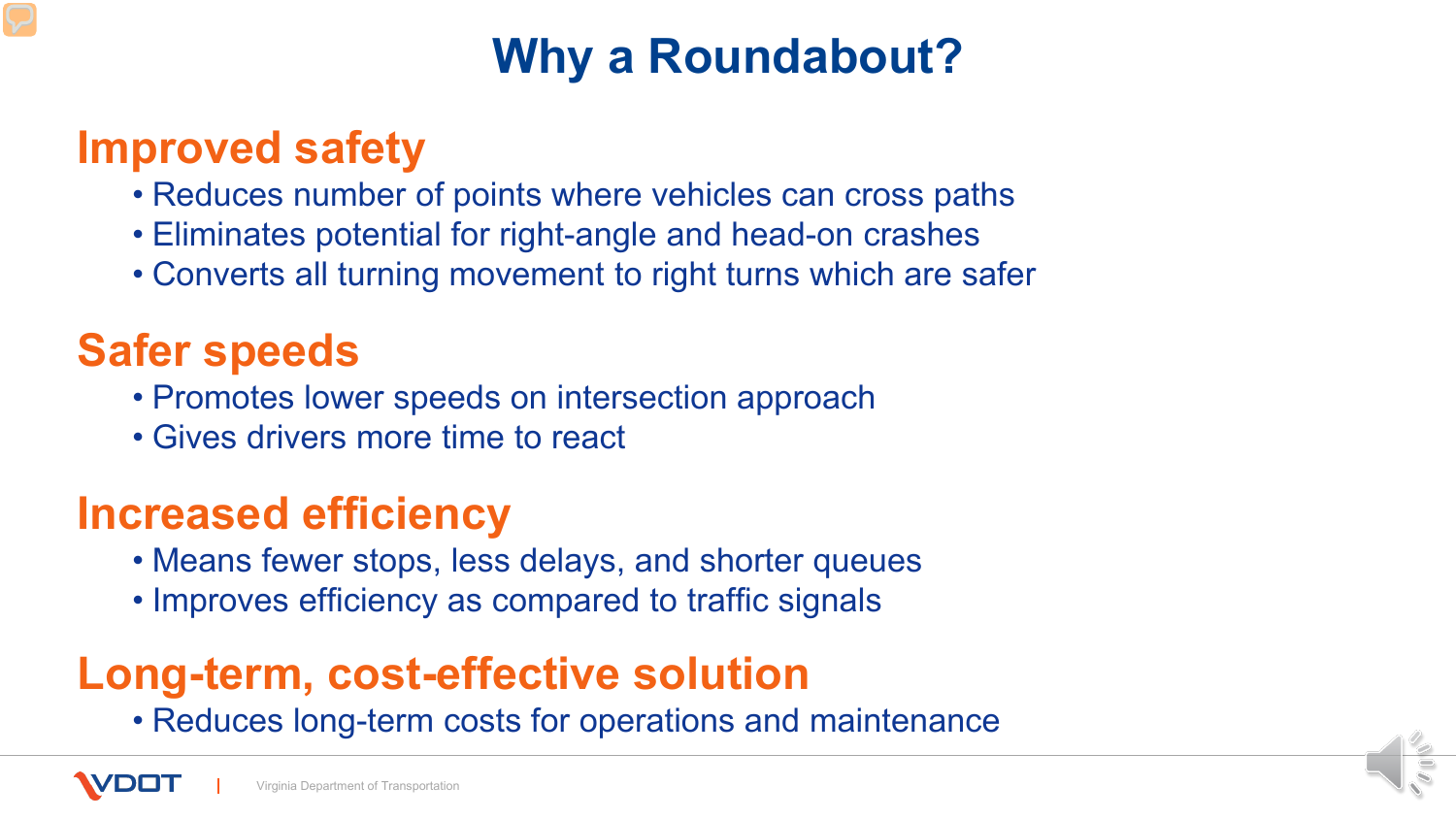# Why a Roundabout?

## Improved safety

- Reduces number of points where vehicles can cross paths
- Eliminates potential for right-angle and head-on crashes
- Converts all turning movement to right turns which are safer

## Safer speeds

- Promotes lower speeds on intersection approach
- Gives drivers more time to react

## Increased efficiency

- Means fewer stops, less delays, and shorter queues
- Improves efficiency as compared to traffic signals

## Long-term, cost-effective solution

- Reduces long-term costs for operations and maintenance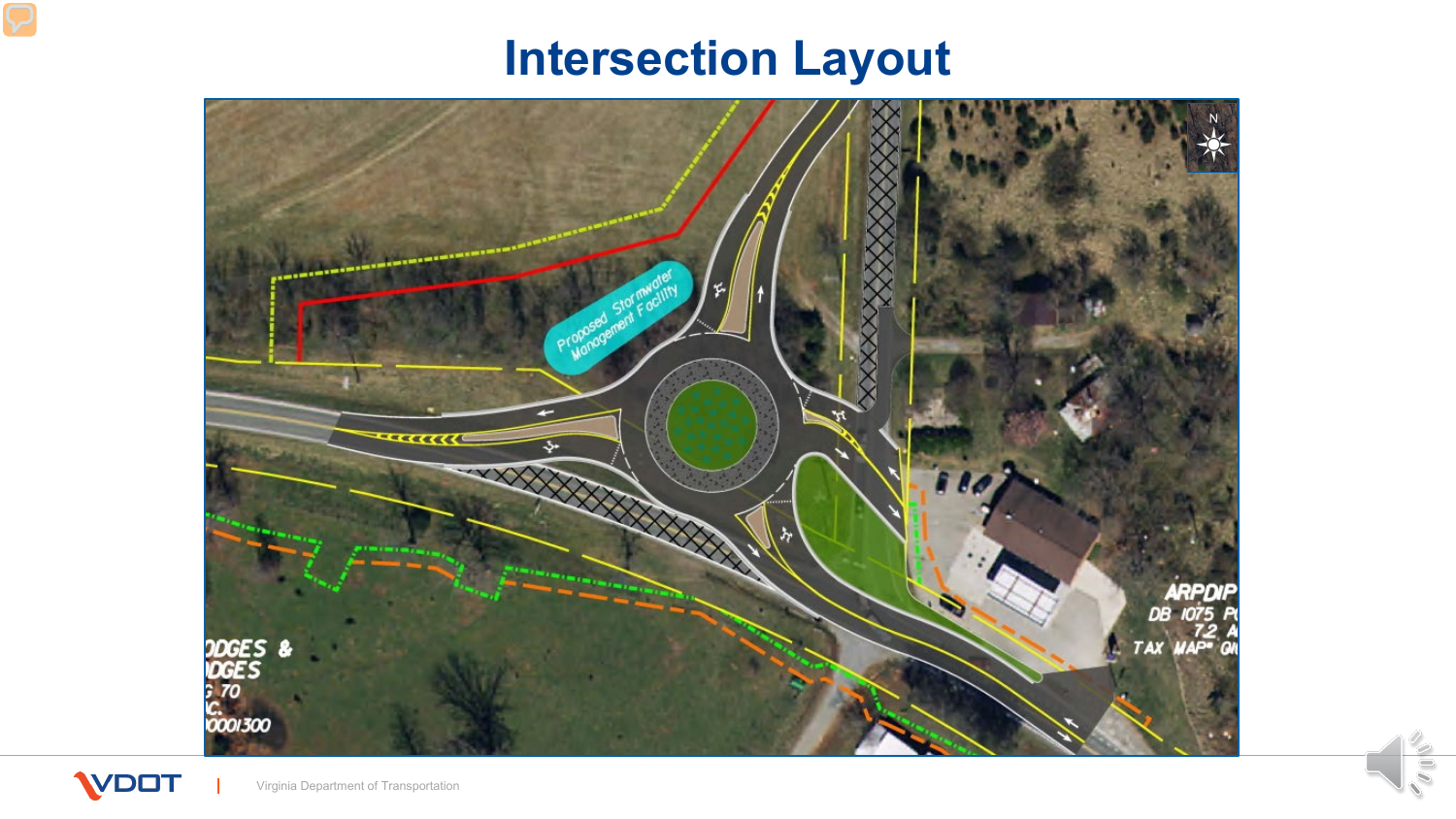# Intersection Layout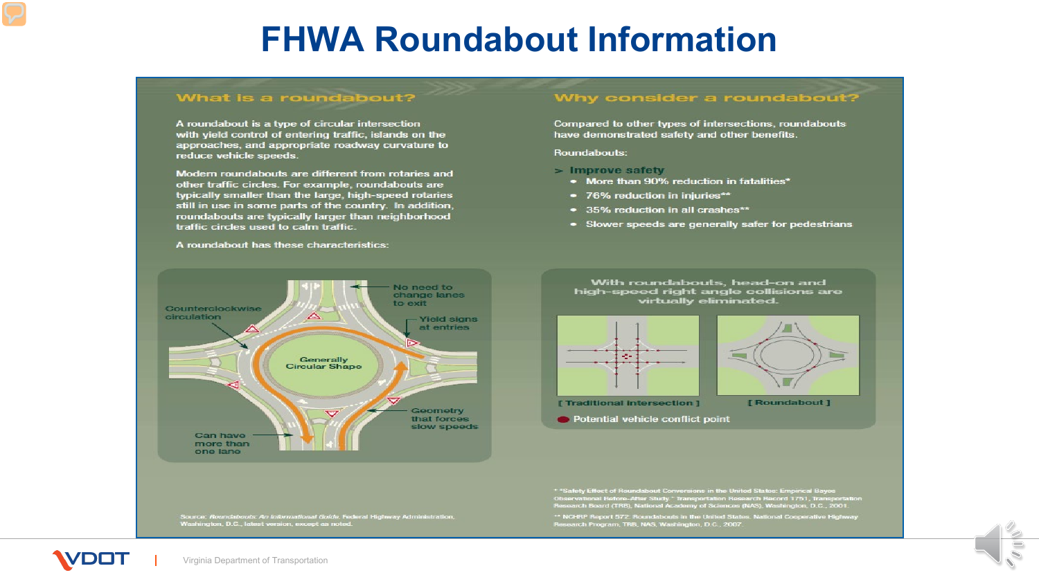# FHWA Roundabout Information

## What is a roundabout?

A roundabout is a type of circular intersection with yield control of entering traffic, islands on the approaches, and appropriate roadway curvature to reduce vehicle speeds.

Modern roundabouts are different from rotaries and other traffic circles. For example, roundabouts are typically smaller than the large, high-speed rotaries still in use in some parts of the country. In addition, roundabouts are typically larger than neighborhood traffic circles used to calm traffic.

A roundabout has these characteristics:

- Counterclockwise circulation
- No need to change lanes to exit
- Yield signs at entries
- Generally Circular Shape
- Geometry that forces slow speeds
- Can have more than one lane

## Why consider a roundabout?

Compared to other types of intersections, roundabouts have demonstrated safety and other benefits.

Roundabouts:

> **Improve safety**
- More than 90% reduction in fatalities*
- 76% reduction in injuries**
- 35% reduction in all crashes**
- Slower speeds are generally safer for pedestrians

With roundabouts, head-on and high-speed right angle collisions are virtually eliminated.

[ Traditional Intersection ] [ Roundabout ]

● Potential vehicle conflict point

Source: *Roundabouts: An Informational Guide*, Federal Highway Administration, Washington, D.C., latest version, except as noted.

* "Safety Effect of Roundabout Conversions in the United States: Empirical Bayes Observational Before-After Study," Transportation Research Record 1751, Transportation Research Board (TRB), National Academy of Sciences (NAS), Washington, D.C., 2001.

** NCHRP Report 572: Roundabouts in the United States, National Cooperative Highway Research Program, TRB, NAS, Washington, D.C., 2007.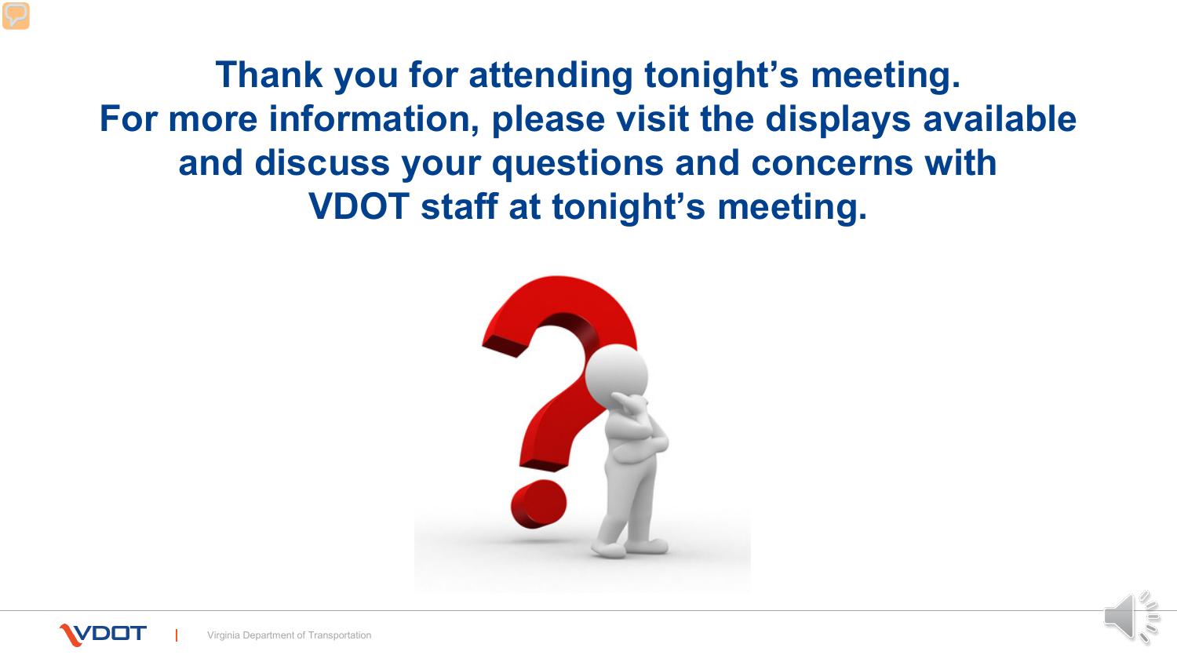# Thank you for attending tonight's meeting. For more information, please visit the displays available and discuss your questions and concerns with VDOT staff at tonight's meeting.